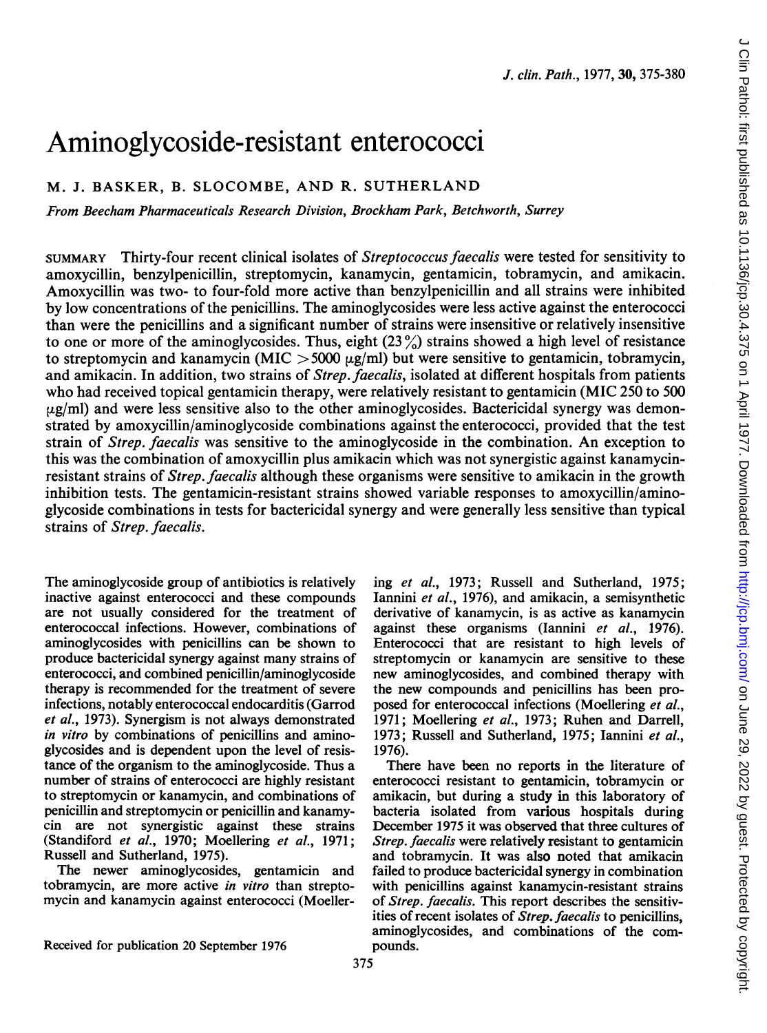# Aminoglycoside-resistant enterococci

M. J. BASKER, B. SLOCOMBE, AND R. SUTHERLAND

*From Beecham Pharmaceuticals Research Division, Brockham Park, Betchworth, Surrey*

SUMMARY Thirty-four recent clinical isolates of *Streptococcus faecalis* were tested for sensitivity to amoxycillin, benzylpenicillin, streptomycin, kanamycin, gentamicin, tobramycin, and amikacin. Amoxycillin was two- to four-fold more active than benzylpenicillin and all strains were inhibited by low concentrations of the penicillins. The aminoglycosides were less active against the enterococci than were the penicillins and a significant number of strains were insensitive or relatively insensitive to one or more of the aminoglycosides. Thus, eight (23%) strains showed a high level of resistance to streptomycin and kanamycin (MIC >5000 μg/ml) but were sensitive to gentamicin, tobramycin, and amikacin. In addition, two strains of *Strep. faecalis*, isolated at different hospitals from patients who had received topical gentamicin therapy, were relatively resistant to gentamicin (MIC 250 to 500 μg/ml) and were less sensitive also to the other aminoglycosides. Bactericidal synergy was demonstrated by amoxycillin/aminoglycoside combinations against the enterococci, provided that the test strain of *Strep. faecalis* was sensitive to the aminoglycoside in the combination. An exception to this was the combination of amoxycillin plus amikacin which was not synergistic against kanamycin-resistant strains of *Strep. faecalis* although these organisms were sensitive to amikacin in the growth inhibition tests. The gentamicin-resistant strains showed variable responses to amoxycillin/aminoglycoside combinations in tests for bactericidal synergy and were generally less sensitive than typical strains of *Strep. faecalis*.

The aminoglycoside group of antibiotics is relatively inactive against enterococci and these compounds are not usually considered for the treatment of enterococcal infections. However, combinations of aminoglycosides with penicillins can be shown to produce bactericidal synergy against many strains of enterococci, and combined penicillin/aminoglycoside therapy is recommended for the treatment of severe infections, notably enterococcal endocarditis (Garrod *et al.*, 1973). Synergism is not always demonstrated *in vitro* by combinations of penicillins and aminoglycosides and is dependent upon the level of resistance of the organism to the aminoglycoside. Thus a number of strains of enterococci are highly resistant to streptomycin or kanamycin, and combinations of penicillin and streptomycin or penicillin and kanamycin are not synergistic against these strains (Standiford *et al.*, 1970; Moellering *et al.*, 1971; Russell and Sutherland, 1975).

The newer aminoglycosides, gentamicin and tobramycin, are more active *in vitro* than streptomycin and kanamycin against enterococci (Moellering *et al.*, 1973; Russell and Sutherland, 1975; Iannini *et al.*, 1976), and amikacin, a semisynthetic derivative of kanamycin, is as active as kanamycin against these organisms (Iannini *et al.*, 1976). Enterococci that are resistant to high levels of streptomycin or kanamycin are sensitive to these new aminoglycosides, and combined therapy with the new compounds and penicillins has been proposed for enterococcal infections (Moellering *et al.*, 1971; Moellering *et al.*, 1973; Ruhen and Darrell, 1973; Russell and Sutherland, 1975; Iannini *et al.*, 1976).

There have been no reports in the literature of enterococci resistant to gentamicin, tobramycin or amikacin, but during a study in this laboratory of bacteria isolated from various hospitals during December 1975 it was observed that three cultures of *Strep. faecalis* were relatively resistant to gentamicin and tobramycin. It was also noted that amikacin failed to produce bactericidal synergy in combination with penicillins against kanamycin-resistant strains of *Strep. faecalis*. This report describes the sensitivities of recent isolates of *Strep. faecalis* to penicillins, aminoglycosides, and combinations of the compounds.

Received for publication 20 September 1976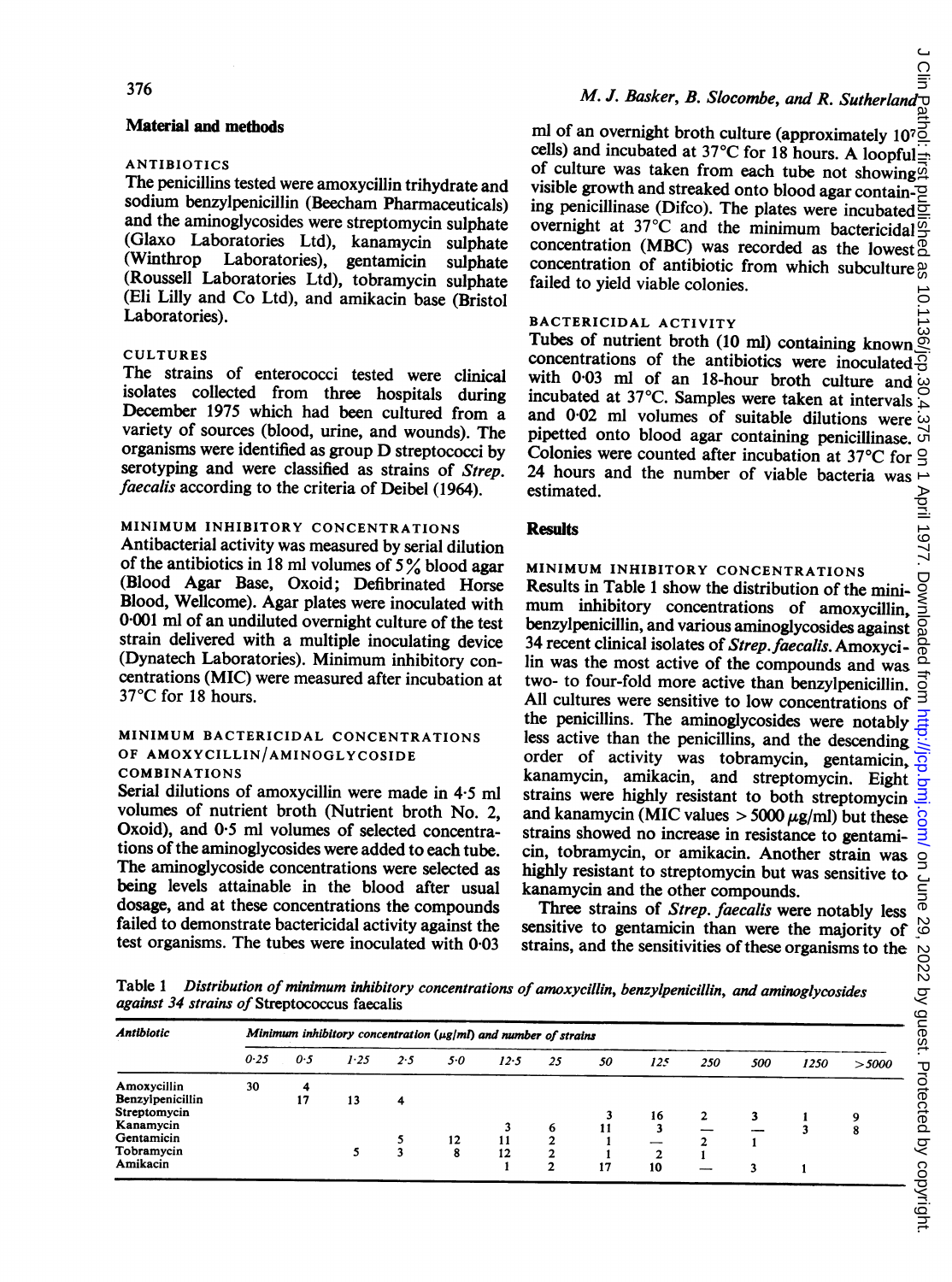## Material and methods

### ANTIBIOTICS

The penicillins tested were amoxycillin trihydrate and sodium benzylpenicillin (Beecham Pharmaceuticals) and the aminoglycosides were streptomycin sulphate (Glaxo Laboratories Ltd), kanamycin sulphate (Winthrop Laboratories), gentamicin sulphate (Roussell Laboratories Ltd), tobramycin sulphate (Eli Lilly and Co Ltd), and amikacin base (Bristol Laboratories).

### CULTURES

The strains of enterococci tested were clinical isolates collected from three hospitals during December 1975 which had been cultured from a variety of sources (blood, urine, and wounds). The organisms were identified as group D streptococci by serotyping and were classified as strains of *Strep. faecalis* according to the criteria of Deibel (1964).

### MINIMUM INHIBITORY CONCENTRATIONS

Antibacterial activity was measured by serial dilution of the antibiotics in 18 ml volumes of 5% blood agar (Blood Agar Base, Oxoid; Defibrinated Horse Blood, Wellcome). Agar plates were inoculated with 0·001 ml of an undiluted overnight culture of the test strain delivered with a multiple inoculating device (Dynatech Laboratories). Minimum inhibitory concentrations (MIC) were measured after incubation at 37°C for 18 hours.

### MINIMUM BACTERICIDAL CONCENTRATIONS OF AMOXYCILLIN/AMINOGLYCOSIDE COMBINATIONS

Serial dilutions of amoxycillin were made in 4·5 ml volumes of nutrient broth (Nutrient broth No. 2, Oxoid), and 0·5 ml volumes of selected concentrations of the aminoglycosides were added to each tube. The aminoglycoside concentrations were selected as being levels attainable in the blood after usual dosage, and at these concentrations the compounds failed to demonstrate bactericidal activity against the test organisms. The tubes were inoculated with 0·03 ml of an overnight broth culture (approximately $10^7$ cells) and incubated at 37°C for 18 hours. A loopful of culture was taken from each tube not showing visible growth and streaked onto blood agar containing penicillinase (Difco). The plates were incubated overnight at 37°C and the minimum bactericidal concentration (MBC) was recorded as the lowest concentration of antibiotic from which subculture failed to yield viable colonies.

### BACTERICIDAL ACTIVITY

Tubes of nutrient broth (10 ml) containing known concentrations of the antibiotics were inoculated with 0·03 ml of an 18-hour broth culture and incubated at 37°C. Samples were taken at intervals and 0·02 ml volumes of suitable dilutions were pipetted onto blood agar containing penicillinase. Colonies were counted after incubation at 37°C for 24 hours and the number of viable bacteria was estimated.

## Results

### MINIMUM INHIBITORY CONCENTRATIONS

Results in Table 1 show the distribution of the minimum inhibitory concentrations of amoxycillin, benzylpenicillin, and various aminoglycosides against 34 recent clinical isolates of *Strep. faecalis*. Amoxycilin was the most active of the compounds and was two- to four-fold more active than benzylpenicillin. All cultures were sensitive to low concentrations of the penicillins. The aminoglycosides were notably less active than the penicillins, and the descending order of activity was tobramycin, gentamicin, kanamycin, amikacin, and streptomycin. Eight strains were highly resistant to both streptomycin and kanamycin (MIC values > 5000 μg/ml) but these strains showed no increase in resistance to gentamicin, tobramycin, or amikacin. Another strain was highly resistant to streptomycin but was sensitive to kanamycin and the other compounds.

Three strains of *Strep. faecalis* were notably less sensitive to gentamicin than were the majority of strains, and the sensitivities of these organisms to the

Table 1 *Distribution of minimum inhibitory concentrations of amoxycillin, benzylpenicillin, and aminoglycosides against 34 strains of* Streptococcus faecalis

| *Antibiotic* | *Minimum inhibitory concentration (μg/ml) and number of strains* | | | | | | | | | | | | |
|---|---|---|---|---|---|---|---|---|---|---|---|---|---|
| | 0·25 | 0·5 | 1·25 | 2·5 | 5·0 | 12·5 | 25 | 50 | 125 | 250 | 500 | 1250 | >5000 |
| Amoxycillin | 30 | 4 | | | | | | | | | | | |
| Benzylpenicillin | | 17 | 13 | 4 | | | | | | | | | |
| Streptomycin | | | | | | | | 3 | 16 | 2 | 3 | 1 | 9 |
| Kanamycin | | | | | | 3 | 6 | 11 | 3 | — | — | 3 | 8 |
| Gentamicin | | | | 5 | 12 | 11 | 2 | 1 | — | 2 | 1 | | |
| Tobramycin | | | 5 | 3 | 8 | 12 | 2 | 1 | 2 | 1 | | | |
| Amikacin | | | | | | 1 | 2 | 17 | 10 | — | 3 | 1 | |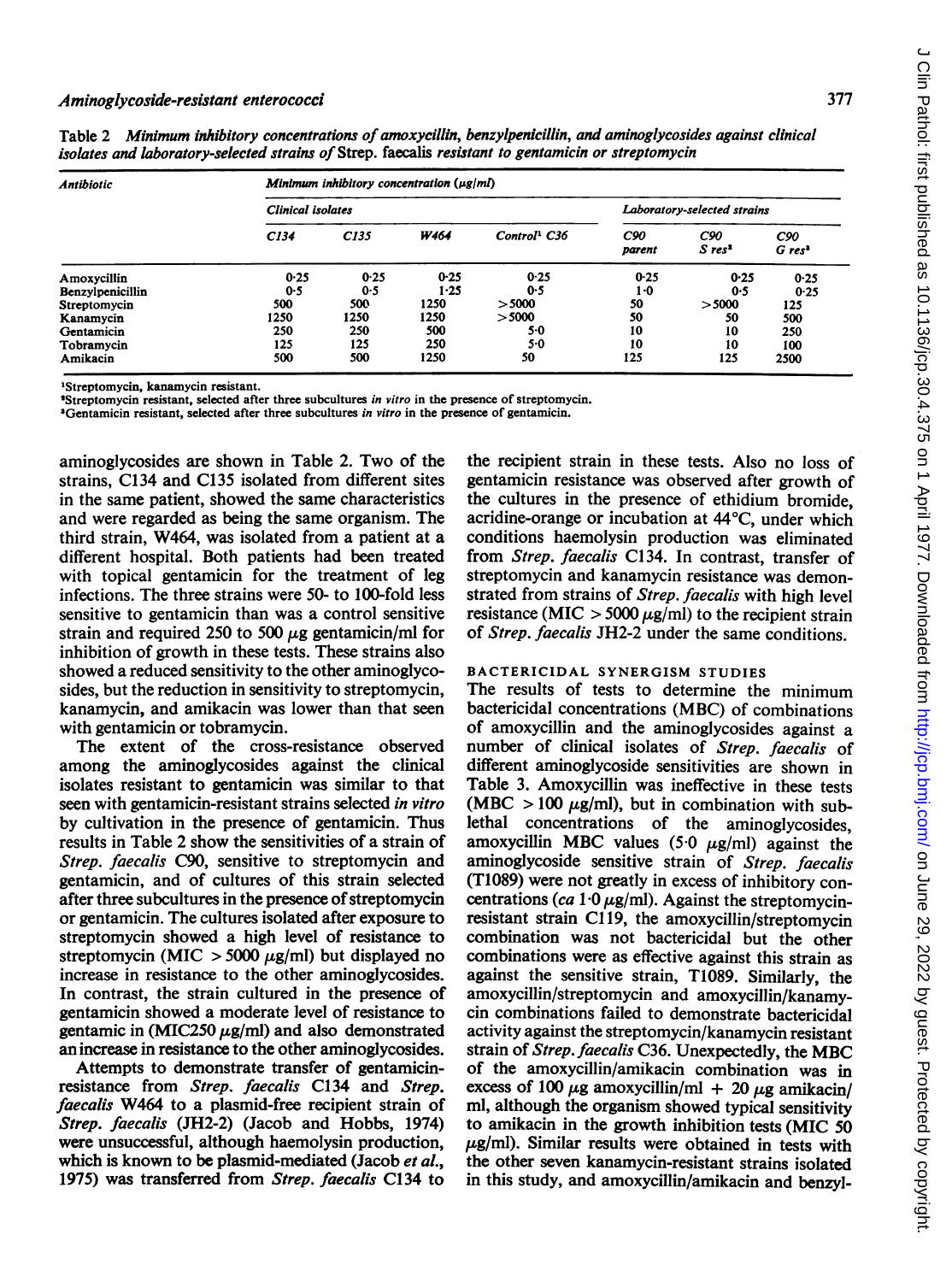Table 2 *Minimum inhibitory concentrations of amoxycillin, benzylpenicillin, and aminoglycosides against clinical isolates and laboratory-selected strains of* Strep. faecalis *resistant to gentamicin or streptomycin*

| *Antibiotic* | *Minimum inhibitory concentration (µg/ml)* | | | | | | |
|---|---|---|---|---|---|---|---|
| | *Clinical isolates* | | | | *Laboratory-selected strains* | | |
| | *C134* | *C135* | *W464* | *Control[1] C36* | *C90 parent* | *C90 S res[2]* | *C90 G res[3]* |
| Amoxycillin | 0·25 | 0·25 | 0·25 | 0·25 | 0·25 | 0·25 | 0·25 |
| Benzylpenicillin | 0·5 | 0·5 | 1·25 | 0·5 | 1·0 | 0·5 | 0·25 |
| Streptomycin | 500 | 500 | 1250 | >5000 | 50 | >5000 | 125 |
| Kanamycin | 1250 | 1250 | 1250 | >5000 | 50 | 50 | 500 |
| Gentamicin | 250 | 250 | 500 | 5·0 | 10 | 10 | 250 |
| Tobramycin | 125 | 125 | 250 | 5·0 | 10 | 10 | 100 |
| Amikacin | 500 | 500 | 1250 | 50 | 125 | 125 | 2500 |

[1]Streptomycin, kanamycin resistant.
[2]Streptomycin resistant, selected after three subcultures *in vitro* in the presence of streptomycin.
[3]Gentamicin resistant, selected after three subcultures *in vitro* in the presence of gentamicin.

aminoglycosides are shown in Table 2. Two of the strains, C134 and C135 isolated from different sites in the same patient, showed the same characteristics and were regarded as being the same organism. The third strain, W464, was isolated from a patient at a different hospital. Both patients had been treated with topical gentamicin for the treatment of leg infections. The three strains were 50- to 100-fold less sensitive to gentamicin than was a control sensitive strain and required 250 to 500 µg gentamicin/ml for inhibition of growth in these tests. These strains also showed a reduced sensitivity to the other aminoglycosides, but the reduction in sensitivity to streptomycin, kanamycin, and amikacin was lower than that seen with gentamicin or tobramycin.

The extent of the cross-resistance observed among the aminoglycosides against the clinical isolates resistant to gentamicin was similar to that seen with gentamicin-resistant strains selected *in vitro* by cultivation in the presence of gentamicin. Thus results in Table 2 show the sensitivities of a strain of *Strep. faecalis* C90, sensitive to streptomycin and gentamicin, and of cultures of this strain selected after three subcultures in the presence of streptomycin or gentamicin. The cultures isolated after exposure to streptomycin showed a high level of resistance to streptomycin (MIC >5000 µg/ml) but displayed no increase in resistance to the other aminoglycosides. In contrast, the strain cultured in the presence of gentamicin showed a moderate level of resistance to gentamic in (MIC250 µg/ml) and also demonstrated an increase in resistance to the other aminoglycosides.

Attempts to demonstrate transfer of gentamicin-resistance from *Strep. faecalis* C134 and *Strep. faecalis* W464 to a plasmid-free recipient strain of *Strep. faecalis* (JH2-2) (Jacob and Hobbs, 1974) were unsuccessful, although haemolysin production, which is known to be plasmid-mediated (Jacob *et al.*, 1975) was transferred from *Strep. faecalis* C134 to the recipient strain in these tests. Also no loss of gentamicin resistance was observed after growth of the cultures in the presence of ethidium bromide, acridine-orange or incubation at 44°C, under which conditions haemolysin production was eliminated from *Strep. faecalis* C134. In contrast, transfer of streptomycin and kanamycin resistance was demonstrated from strains of *Strep. faecalis* with high level resistance (MIC >5000 µg/ml) to the recipient strain of *Strep. faecalis* JH2-2 under the same conditions.

## BACTERICIDAL SYNERGISM STUDIES

The results of tests to determine the minimum bactericidal concentrations (MBC) of combinations of amoxycillin and the aminoglycosides against a number of clinical isolates of *Strep. faecalis* of different aminoglycoside sensitivities are shown in Table 3. Amoxycillin was ineffective in these tests (MBC >100 µg/ml), but in combination with sub-lethal concentrations of the aminoglycosides, amoxycillin MBC values (5·0 µg/ml) against the aminoglycoside sensitive strain of *Strep. faecalis* (T1089) were not greatly in excess of inhibitory concentrations (*ca* 1·0 µg/ml). Against the streptomycin-resistant strain C119, the amoxycillin/streptomycin combination was not bactericidal but the other combinations were as effective against this strain as against the sensitive strain, T1089. Similarly, the amoxycillin/streptomycin and amoxycillin/kanamycin combinations failed to demonstrate bactericidal activity against the streptomycin/kanamycin resistant strain of *Strep. faecalis* C36. Unexpectedly, the MBC of the amoxycillin/amikacin combination was in excess of 100 µg amoxycillin/ml + 20 µg amikacin/ml, although the organism showed typical sensitivity to amikacin in the growth inhibition tests (MIC 50 µg/ml). Similar results were obtained in tests with the other seven kanamycin-resistant strains isolated in this study, and amoxycillin/amikacin and benzyl-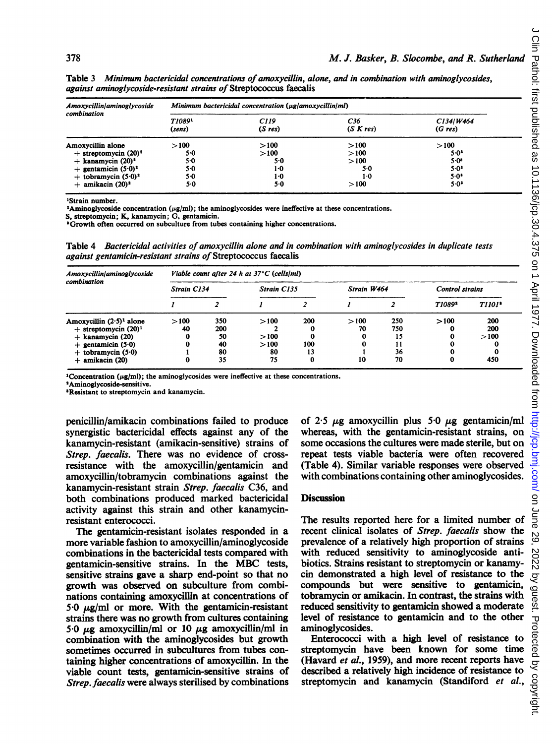Table 3 *Minimum bactericidal concentrations of amoxycillin, alone, and in combination with aminoglycosides, against aminoglycoside-resistant strains of* Streptococcus faecalis

| *Amoxycillin/aminoglycoside combination* | *Minimum bactericidal concentration (µg/amoxycillin/ml)* | | | |
|---|---|---|---|---|
| | *T1089*[1] *(sens)* | *C119* *(S res)* | *C36* *(S K res)* | *C134/W464* *(G res)* |
| Amoxycillin alone | >100 | >100 | >100 | >100 |
| + streptomycin (20)[2] | 5·0 | >100 | >100 | 5·0[3] |
| + kanamycin (20)[2] | 5·0 | 5·0 | >100 | 5·0[3] |
| + gentamicin (5·0)[2] | 5·0 | 1·0 | 5·0 | 5·0[3] |
| + tobramycin (5·0)[2] | 5·0 | 1·0 | 1·0 | 5·0[3] |
| + amikacin (20)[2] | 5·0 | 5·0 | >100 | 5·0[3] |

[1]Strain number.
[2]Aminoglycoside concentration (µg/ml); the aminoglycosides were ineffective at these concentrations.
S, streptomycin; K, kanamycin; G, gentamicin.
[3]Growth often occurred on subculture from tubes containing higher concentrations.

Table 4 *Bactericidal activities of amoxycillin alone and in combination with aminoglycosides in duplicate tests against gentamicin-resistant strains of* Streptococcus faecalis

| *Amoxycillin/aminoglycoside combination* | *Viable count after 24 h at 37°C (cells/ml)* | | | | | | | |
|---|---|---|---|---|---|---|---|---|
| | *Strain C134* | | *Strain C135* | | *Strain W464* | | *Control strains* | |
| | *1* | *2* | *1* | *2* | *1* | *2* | *T1089*[2] | *T1101*[3] |
| Amoxycillin (2·5)[1] alone | >100 | 350 | >100 | 200 | >100 | 250 | >100 | 200 |
| + streptomycin (20)[1] | 40 | 200 | 2 | 0 | 70 | 750 | 0 | 200 |
| + kanamycin (20) | 0 | 50 | >100 | 0 | 0 | 15 | 0 | >100 |
| + gentamicin (5·0) | 0 | 40 | >100 | 100 | 0 | 11 | 0 | 0 |
| + tobramycin (5·0) | 1 | 80 | 80 | 13 | 1 | 36 | 0 | 0 |
| + amikacin (20) | 0 | 35 | 75 | 0 | 10 | 70 | 0 | 450 |

[1]Concentration (µg/ml); the aminoglycosides were ineffective at these concentrations.
[2]Aminoglycoside-sensitive.
[3]Resistant to streptomycin and kanamycin.

penicillin/amikacin combinations failed to produce synergistic bactericidal effects against any of the kanamycin-resistant (amikacin-sensitive) strains of *Strep. faecalis*. There was no evidence of cross-resistance with the amoxycillin/gentamicin and amoxycillin/tobramycin combinations against the kanamycin-resistant strain *Strep. faecalis* C36, and both combinations produced marked bactericidal activity against this strain and other kanamycin-resistant enterococci.

The gentamicin-resistant isolates responded in a more variable fashion to amoxycillin/aminoglycoside combinations in the bactericidal tests compared with gentamicin-sensitive strains. In the MBC tests, sensitive strains gave a sharp end-point so that no growth was observed on subculture from combinations containing amoxycillin at concentrations of 5·0 µg/ml or more. With the gentamicin-resistant strains there was no growth from cultures containing 5·0 µg amoxycillin/ml or 10 µg amoxycillin/ml in combination with the aminoglycosides but growth sometimes occurred in subcultures from tubes containing higher concentrations of amoxycillin. In the viable count tests, gentamicin-sensitive strains of *Strep. faecalis* were always sterilised by combinations of 2·5 µg amoxycillin plus 5·0 µg gentamicin/ml whereas, with the gentamicin-resistant strains, on some occasions the cultures were made sterile, but on repeat tests viable bacteria were often recovered (Table 4). Similar variable responses were observed with combinations containing other aminoglycosides.

## Discussion

The results reported here for a limited number of recent clinical isolates of *Strep. faecalis* show the prevalence of a relatively high proportion of strains with reduced sensitivity to aminoglycoside antibiotics. Strains resistant to streptomycin or kanamycin demonstrated a high level of resistance to the compounds but were sensitive to gentamicin, tobramycin or amikacin. In contrast, the strains with reduced sensitivity to gentamicin showed a moderate level of resistance to gentamicin and to the other aminoglycosides.

Enterococci with a high level of resistance to streptomycin have been known for some time (Havard *et al.*, 1959), and more recent reports have described a relatively high incidence of resistance to streptomycin and kanamycin (Standiford *et al.*,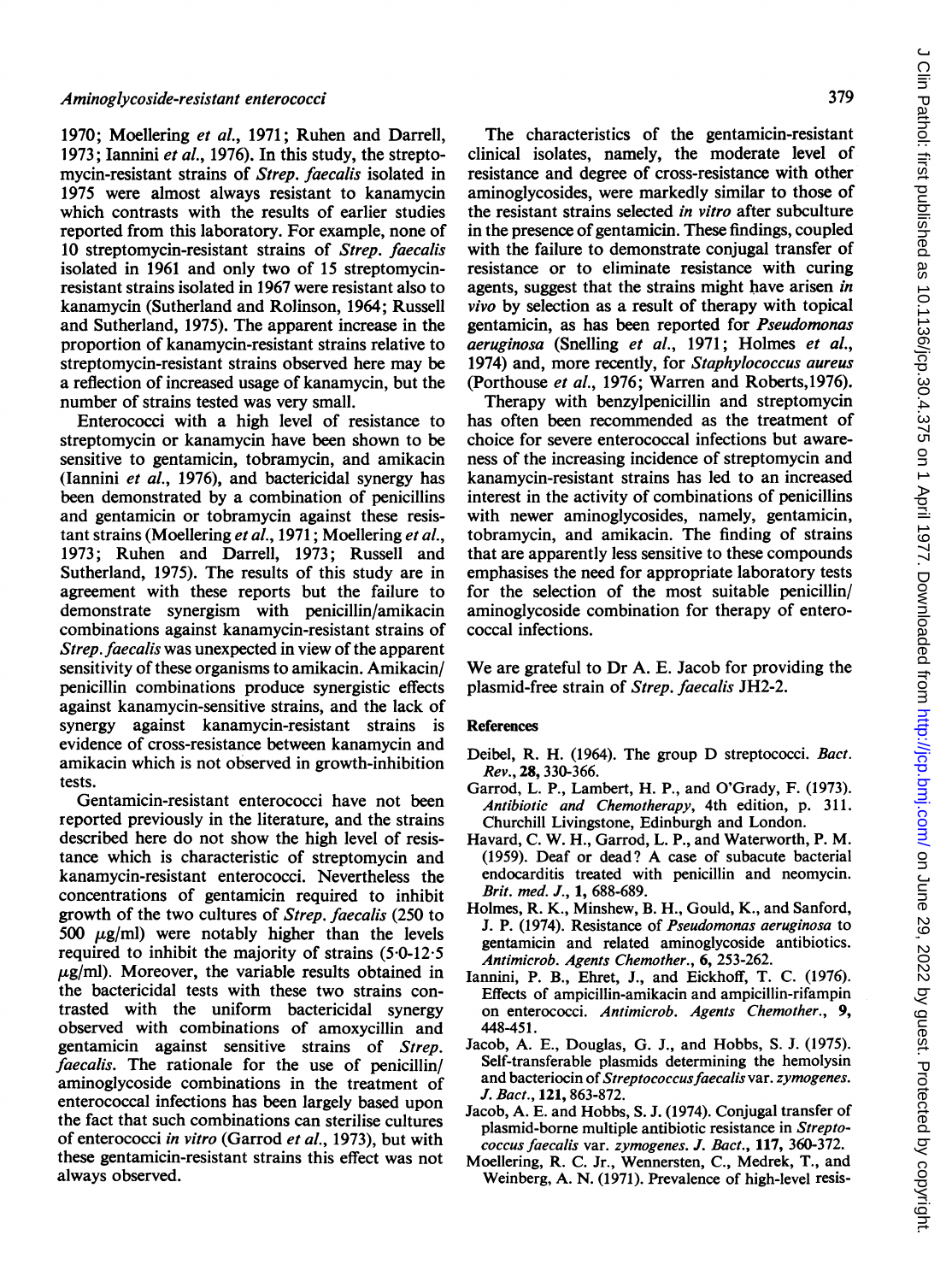1970; Moellering *et al.*, 1971; Ruhen and Darrell, 1973; Iannini *et al.*, 1976). In this study, the streptomycin-resistant strains of *Strep. faecalis* isolated in 1975 were almost always resistant to kanamycin which contrasts with the results of earlier studies reported from this laboratory. For example, none of 10 streptomycin-resistant strains of *Strep. faecalis* isolated in 1961 and only two of 15 streptomycin-resistant strains isolated in 1967 were resistant also to kanamycin (Sutherland and Rolinson, 1964; Russell and Sutherland, 1975). The apparent increase in the proportion of kanamycin-resistant strains relative to streptomycin-resistant strains observed here may be a reflection of increased usage of kanamycin, but the number of strains tested was very small.

Enterococci with a high level of resistance to streptomycin or kanamycin have been shown to be sensitive to gentamicin, tobramycin, and amikacin (Iannini *et al.*, 1976), and bactericidal synergy has been demonstrated by a combination of penicillins and gentamicin or tobramycin against these resistant strains (Moellering *et al.*, 1971; Moellering *et al.*, 1973; Ruhen and Darrell, 1973; Russell and Sutherland, 1975). The results of this study are in agreement with these reports but the failure to demonstrate synergism with penicillin/amikacin combinations against kanamycin-resistant strains of *Strep. faecalis* was unexpected in view of the apparent sensitivity of these organisms to amikacin. Amikacin/penicillin combinations produce synergistic effects against kanamycin-sensitive strains, and the lack of synergy against kanamycin-resistant strains is evidence of cross-resistance between kanamycin and amikacin which is not observed in growth-inhibition tests.

Gentamicin-resistant enterococci have not been reported previously in the literature, and the strains described here do not show the high level of resistance which is characteristic of streptomycin and kanamycin-resistant enterococci. Nevertheless the concentrations of gentamicin required to inhibit growth of the two cultures of *Strep. faecalis* (250 to 500 $\mu$g/ml) were notably higher than the levels required to inhibit the majority of strains (5·0-12·5 $\mu$g/ml). Moreover, the variable results obtained in the bactericidal tests with these two strains contrasted with the uniform bactericidal synergy observed with combinations of amoxycillin and gentamicin against sensitive strains of *Strep. faecalis*. The rationale for the use of penicillin/aminoglycoside combinations in the treatment of enterococcal infections has been largely based upon the fact that such combinations can sterilise cultures of enterococci *in vitro* (Garrod *et al.*, 1973), but with these gentamicin-resistant strains this effect was not always observed.

The characteristics of the gentamicin-resistant clinical isolates, namely, the moderate level of resistance and degree of cross-resistance with other aminoglycosides, were markedly similar to those of the resistant strains selected *in vitro* after subculture in the presence of gentamicin. These findings, coupled with the failure to demonstrate conjugal transfer of resistance or to eliminate resistance with curing agents, suggest that the strains might have arisen *in vivo* by selection as a result of therapy with topical gentamicin, as has been reported for *Pseudomonas aeruginosa* (Snelling *et al.*, 1971; Holmes *et al.*, 1974) and, more recently, for *Staphylococcus aureus* (Porthouse *et al.*, 1976; Warren and Roberts, 1976).

Therapy with benzylpenicillin and streptomycin has often been recommended as the treatment of choice for severe enterococcal infections but awareness of the increasing incidence of streptomycin and kanamycin-resistant strains has led to an increased interest in the activity of combinations of penicillins with newer aminoglycosides, namely, gentamicin, tobramycin, and amikacin. The finding of strains that are apparently less sensitive to these compounds emphasises the need for appropriate laboratory tests for the selection of the most suitable penicillin/aminoglycoside combination for therapy of enterococcal infections.

We are grateful to Dr A. E. Jacob for providing the plasmid-free strain of *Strep. faecalis* JH2-2.

## References

Deibel, R. H. (1964). The group D streptococci. *Bact. Rev.*, **28**, 330-366.

Garrod, L. P., Lambert, H. P., and O'Grady, F. (1973). *Antibiotic and Chemotherapy*, 4th edition, p. 311. Churchill Livingstone, Edinburgh and London.

Havard, C. W. H., Garrod, L. P., and Waterworth, P. M. (1959). Deaf or dead? A case of subacute bacterial endocarditis treated with penicillin and neomycin. *Brit. med. J.*, **1**, 688-689.

Holmes, R. K., Minshew, B. H., Gould, K., and Sanford, J. P. (1974). Resistance of *Pseudomonas aeruginosa* to gentamicin and related aminoglycoside antibiotics. *Antimicrob. Agents Chemother.*, **6**, 253-262.

Iannini, P. B., Ehret, J., and Eickhoff, T. C. (1976). Effects of ampicillin-amikacin and ampicillin-rifampin on enterococci. *Antimicrob. Agents Chemother.*, **9**, 448-451.

Jacob, A. E., Douglas, G. J., and Hobbs, S. J. (1975). Self-transferable plasmids determining the hemolysin and bacteriocin of *Streptococcus faecalis* var. *zymogenes*. *J. Bact.*, **121**, 863-872.

Jacob, A. E. and Hobbs, S. J. (1974). Conjugal transfer of plasmid-borne multiple antibiotic resistance in *Streptococcus faecalis* var. *zymogenes*. *J. Bact.*, **117**, 360-372.

Moellering, R. C. Jr., Wennersten, C., Medrek, T., and Weinberg, A. N. (1971). Prevalence of high-level resis-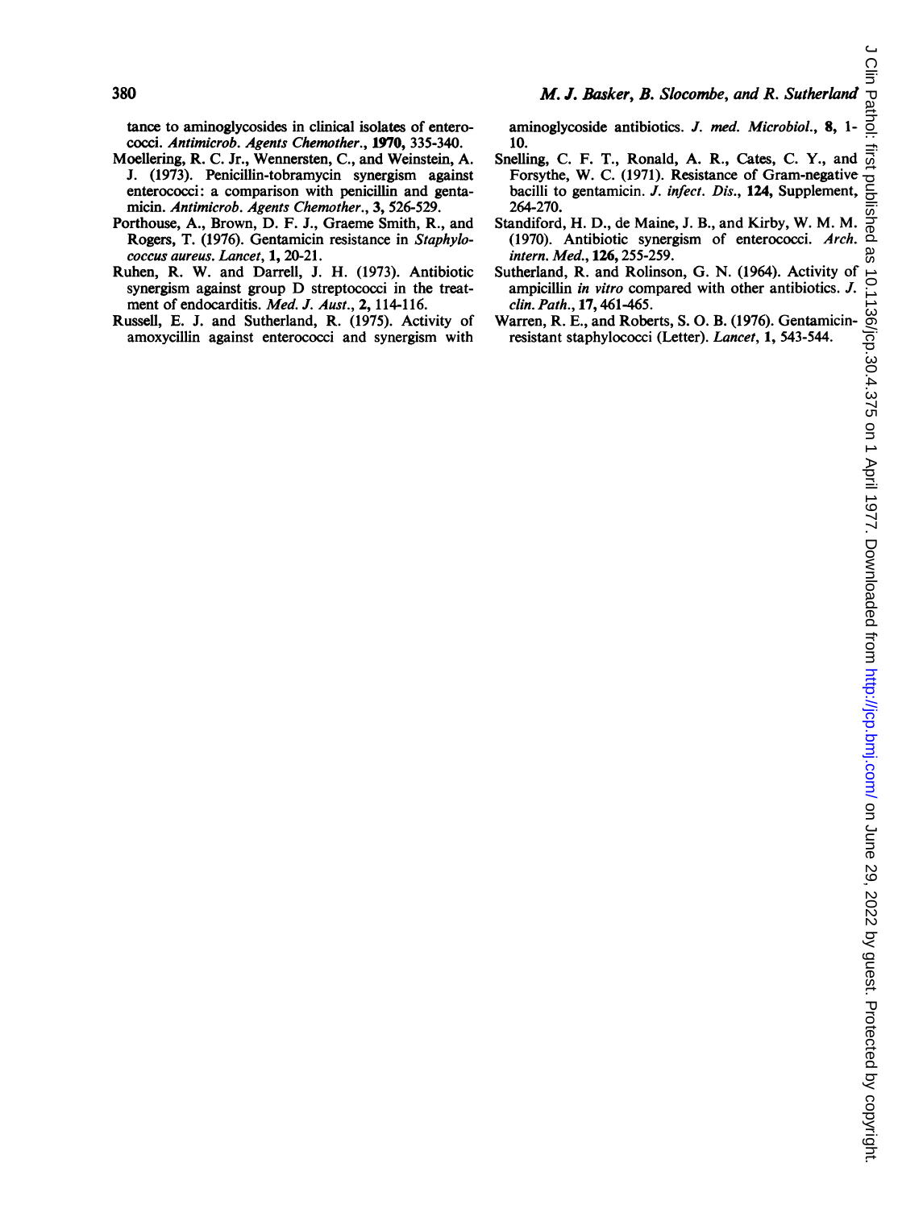tance to aminoglycosides in clinical isolates of enterococci. *Antimicrob. Agents Chemother.*, **1970**, 335-340.

Moellering, R. C. Jr., Wennersten, C., and Weinstein, A. J. (1973). Penicillin-tobramycin synergism against enterococci: a comparison with penicillin and gentamicin. *Antimicrob. Agents Chemother.*, **3**, 526-529.

Porthouse, A., Brown, D. F. J., Graeme Smith, R., and Rogers, T. (1976). Gentamicin resistance in *Staphylococcus aureus*. *Lancet*, **1**, 20-21.

Ruhen, R. W. and Darrell, J. H. (1973). Antibiotic synergism against group D streptococci in the treatment of endocarditis. *Med. J. Aust.*, **2**, 114-116.

Russell, E. J. and Sutherland, R. (1975). Activity of amoxycillin against enterococci and synergism with aminoglycoside antibiotics. *J. med. Microbiol.*, **8**, 1-10.

Snelling, C. F. T., Ronald, A. R., Cates, C. Y., and Forsythe, W. C. (1971). Resistance of Gram-negative bacilli to gentamicin. *J. infect. Dis.*, **124**, Supplement, 264-270.

Standiford, H. D., de Maine, J. B., and Kirby, W. M. M. (1970). Antibiotic synergism of enterococci. *Arch. intern. Med.*, **126**, 255-259.

Sutherland, R. and Rolinson, G. N. (1964). Activity of ampicillin *in vitro* compared with other antibiotics. *J. clin. Path.*, **17**, 461-465.

Warren, R. E., and Roberts, S. O. B. (1976). Gentamicin-resistant staphylococci (Letter). *Lancet*, **1**, 543-544.